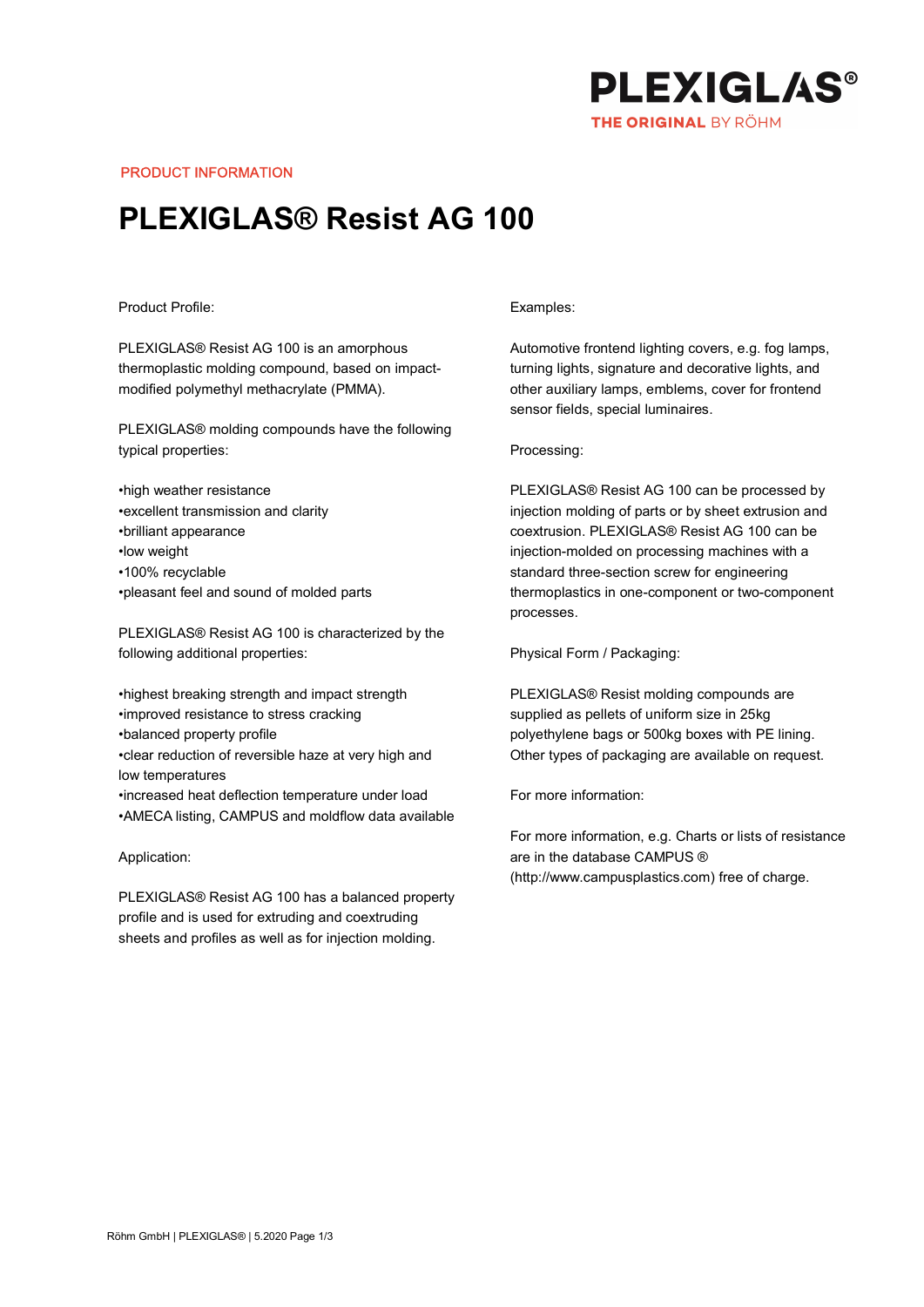PRODUCT INFORMATION

# PLEXIGLAS® Resist AG 100

Product Profile:

PLEXIGLAS® Resist AG 100 is an amorphous thermoplastic molding compound, based on impact-modified polymethyl methacrylate (PMMA).

PLEXIGLAS® molding compounds have the following typical properties:

•high weather resistance
•excellent transmission and clarity
•brilliant appearance
•low weight
•100% recyclable
•pleasant feel and sound of molded parts

PLEXIGLAS® Resist AG 100 is characterized by the following additional properties:

•highest breaking strength and impact strength
•improved resistance to stress cracking
•balanced property profile
•clear reduction of reversible haze at very high and low temperatures
•increased heat deflection temperature under load
•AMECA listing, CAMPUS and moldflow data available

Application:

PLEXIGLAS® Resist AG 100 has a balanced property profile and is used for extruding and coextruding sheets and profiles as well as for injection molding.

Examples:

Automotive frontend lighting covers, e.g. fog lamps, turning lights, signature and decorative lights, and other auxiliary lamps, emblems, cover for frontend sensor fields, special luminaires.

Processing:

PLEXIGLAS® Resist AG 100 can be processed by injection molding of parts or by sheet extrusion and coextrusion. PLEXIGLAS® Resist AG 100 can be injection-molded on processing machines with a standard three-section screw for engineering thermoplastics in one-component or two-component processes.

Physical Form / Packaging:

PLEXIGLAS® Resist molding compounds are supplied as pellets of uniform size in 25kg polyethylene bags or 500kg boxes with PE lining. Other types of packaging are available on request.

For more information:

For more information, e.g. Charts or lists of resistance are in the database CAMPUS ® (http://www.campusplastics.com) free of charge.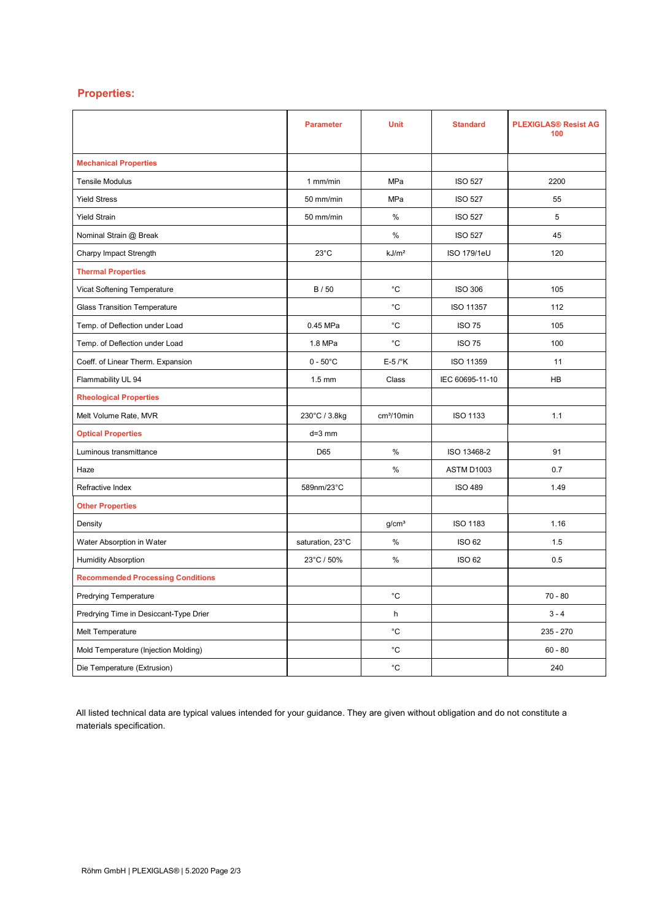## Properties:

| | Parameter | Unit | Standard | PLEXIGLAS® Resist AG 100 |
|---|---|---|---|---|
| **Mechanical Properties** | | | | |
| Tensile Modulus | 1 mm/min | MPa | ISO 527 | 2200 |
| Yield Stress | 50 mm/min | MPa | ISO 527 | 55 |
| Yield Strain | 50 mm/min | % | ISO 527 | 5 |
| Nominal Strain @ Break | | % | ISO 527 | 45 |
| Charpy Impact Strength | 23°C | kJ/m² | ISO 179/1eU | 120 |
| **Thermal Properties** | | | | |
| Vicat Softening Temperature | B / 50 | °C | ISO 306 | 105 |
| Glass Transition Temperature | | °C | ISO 11357 | 112 |
| Temp. of Deflection under Load | 0.45 MPa | °C | ISO 75 | 105 |
| Temp. of Deflection under Load | 1.8 MPa | °C | ISO 75 | 100 |
| Coeff. of Linear Therm. Expansion | 0 - 50°C | E-5 /°K | ISO 11359 | 11 |
| Flammability UL 94 | 1.5 mm | Class | IEC 60695-11-10 | HB |
| **Rheological Properties** | | | | |
| Melt Volume Rate, MVR | 230°C / 3.8kg | cm³/10min | ISO 1133 | 1.1 |
| **Optical Properties** | d=3 mm | | | |
| Luminous transmittance | D65 | % | ISO 13468-2 | 91 |
| Haze | | % | ASTM D1003 | 0.7 |
| Refractive Index | 589nm/23°C | | ISO 489 | 1.49 |
| **Other Properties** | | | | |
| Density | | g/cm³ | ISO 1183 | 1.16 |
| Water Absorption in Water | saturation, 23°C | % | ISO 62 | 1.5 |
| Humidity Absorption | 23°C / 50% | % | ISO 62 | 0.5 |
| **Recommended Processing Conditions** | | | | |
| Predrying Temperature | | °C | | 70 - 80 |
| Predrying Time in Desiccant-Type Drier | | h | | 3 - 4 |
| Melt Temperature | | °C | | 235 - 270 |
| Mold Temperature (Injection Molding) | | °C | | 60 - 80 |
| Die Temperature (Extrusion) | | °C | | 240 |

All listed technical data are typical values intended for your guidance. They are given without obligation and do not constitute a materials specification.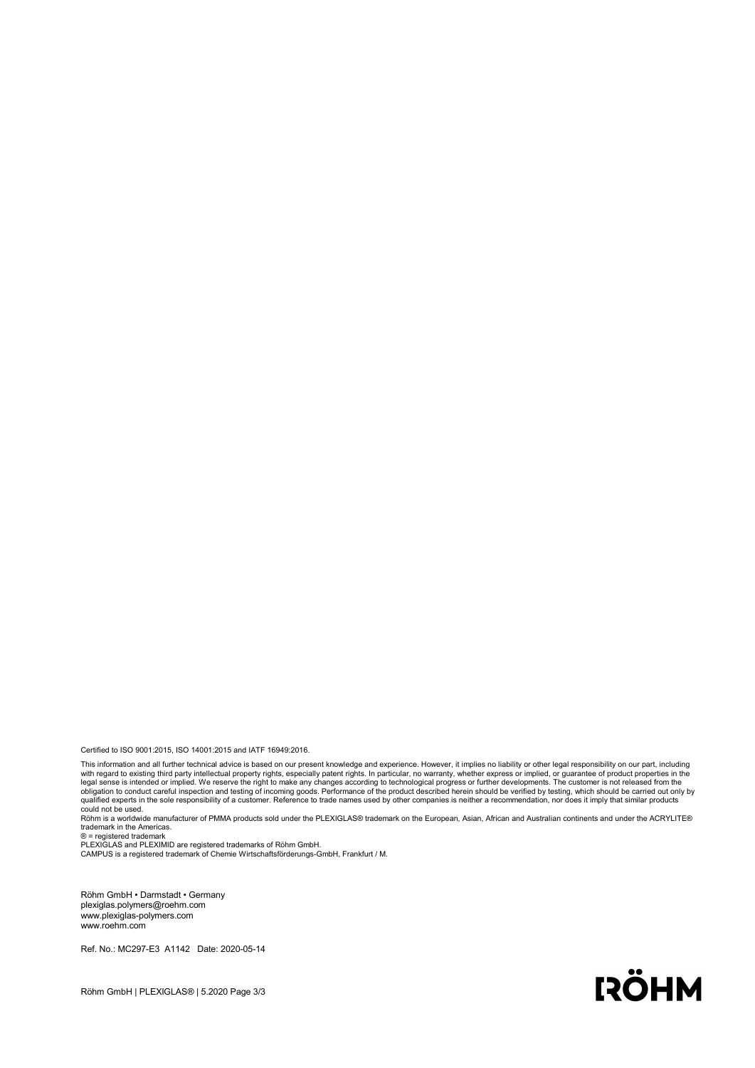Certified to ISO 9001:2015, ISO 14001:2015 and IATF 16949:2016.

This information and all further technical advice is based on our present knowledge and experience. However, it implies no liability or other legal responsibility on our part, including with regard to existing third party intellectual property rights, especially patent rights. In particular, no warranty, whether express or implied, or guarantee of product properties in the legal sense is intended or implied. We reserve the right to make any changes according to technological progress or further developments. The customer is not released from the obligation to conduct careful inspection and testing of incoming goods. Performance of the product described herein should be verified by testing, which should be carried out only by qualified experts in the sole responsibility of a customer. Reference to trade names used by other companies is neither a recommendation, nor does it imply that similar products could not be used.
Röhm is a worldwide manufacturer of PMMA products sold under the PLEXIGLAS® trademark on the European, Asian, African and Australian continents and under the ACRYLITE® trademark in the Americas.
® = registered trademark
PLEXIGLAS and PLEXIMID are registered trademarks of Röhm GmbH.
CAMPUS is a registered trademark of Chemie Wirtschaftsförderungs-GmbH, Frankfurt / M.

Röhm GmbH • Darmstadt • Germany
plexiglas.polymers@roehm.com
www.plexiglas-polymers.com
www.roehm.com

Ref. No.: MC297-E3 A1142 Date: 2020-05-14

RÖHM